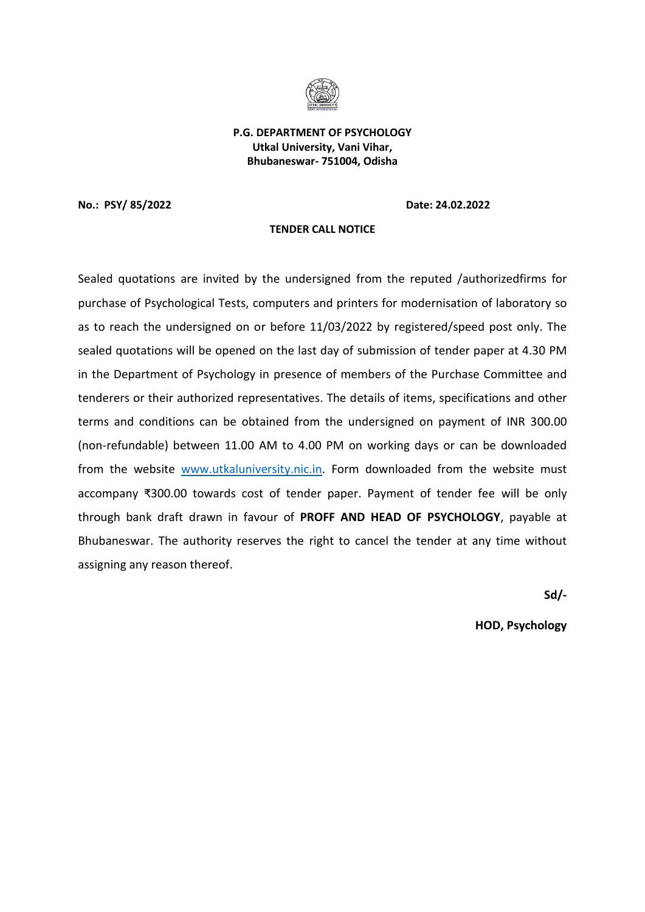**P.G. DEPARTMENT OF PSYCHOLOGY**
**Utkal University, Vani Vihar,**
**Bhubaneswar- 751004, Odisha**

**No.: PSY/ 85/2022** **Date: 24.02.2022**

**TENDER CALL NOTICE**

Sealed quotations are invited by the undersigned from the reputed /authorizedfirms for purchase of Psychological Tests, computers and printers for modernisation of laboratory so as to reach the undersigned on or before 11/03/2022 by registered/speed post only. The sealed quotations will be opened on the last day of submission of tender paper at 4.30 PM in the Department of Psychology in presence of members of the Purchase Committee and tenderers or their authorized representatives. The details of items, specifications and other terms and conditions can be obtained from the undersigned on payment of INR 300.00 (non-refundable) between 11.00 AM to 4.00 PM on working days or can be downloaded from the website www.utkaluniversity.nic.in. Form downloaded from the website must accompany ₹300.00 towards cost of tender paper. Payment of tender fee will be only through bank draft drawn in favour of **PROFF AND HEAD OF PSYCHOLOGY**, payable at Bhubaneswar. The authority reserves the right to cancel the tender at any time without assigning any reason thereof.

**Sd/-**

**HOD, Psychology**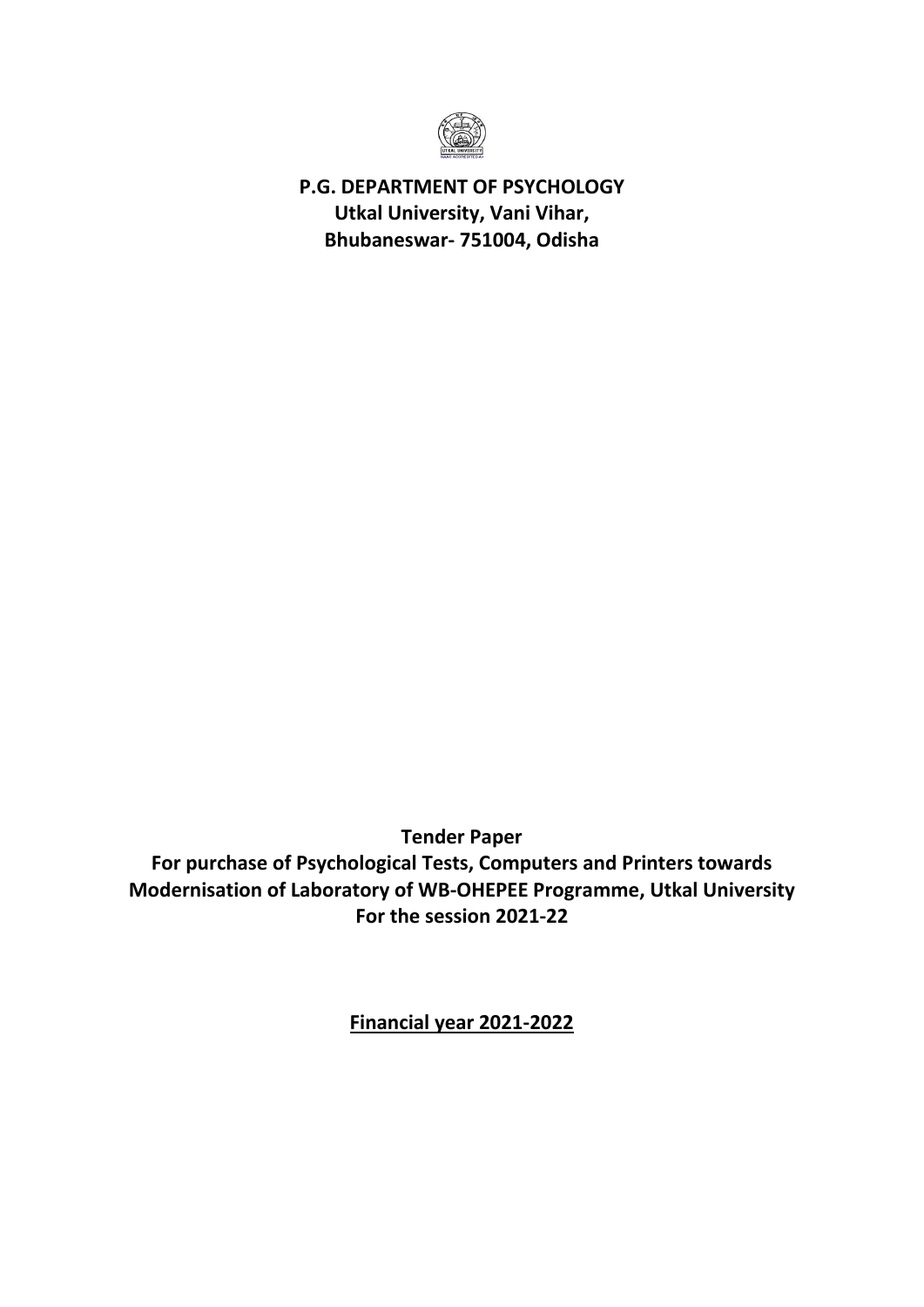**P.G. DEPARTMENT OF PSYCHOLOGY**
**Utkal University, Vani Vihar,**
**Bhubaneswar- 751004, Odisha**

**Tender Paper**
**For purchase of Psychological Tests, Computers and Printers towards Modernisation of Laboratory of WB-OHEPEE Programme, Utkal University**
**For the session 2021-22**

**Financial year 2021-2022**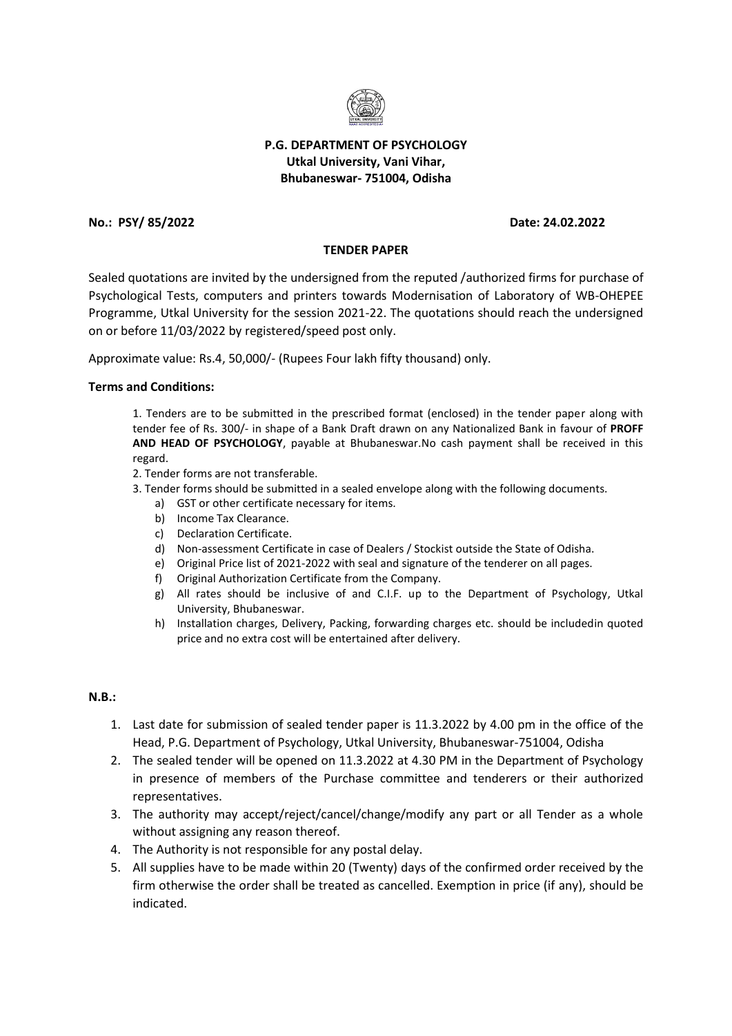**P.G. DEPARTMENT OF PSYCHOLOGY**
**Utkal University, Vani Vihar,**
**Bhubaneswar- 751004, Odisha**

**No.: PSY/ 85/2022** **Date: 24.02.2022**

**TENDER PAPER**

Sealed quotations are invited by the undersigned from the reputed /authorized firms for purchase of Psychological Tests, computers and printers towards Modernisation of Laboratory of WB-OHEPEE Programme, Utkal University for the session 2021-22. The quotations should reach the undersigned on or before 11/03/2022 by registered/speed post only.

Approximate value: Rs.4, 50,000/- (Rupees Four lakh fifty thousand) only.

**Terms and Conditions:**

1. Tenders are to be submitted in the prescribed format (enclosed) in the tender paper along with tender fee of Rs. 300/- in shape of a Bank Draft drawn on any Nationalized Bank in favour of **PROFF AND HEAD OF PSYCHOLOGY**, payable at Bhubaneswar.No cash payment shall be received in this regard.
2. Tender forms are not transferable.
3. Tender forms should be submitted in a sealed envelope along with the following documents.
   a) GST or other certificate necessary for items.
   b) Income Tax Clearance.
   c) Declaration Certificate.
   d) Non-assessment Certificate in case of Dealers / Stockist outside the State of Odisha.
   e) Original Price list of 2021-2022 with seal and signature of the tenderer on all pages.
   f) Original Authorization Certificate from the Company.
   g) All rates should be inclusive of and C.I.F. up to the Department of Psychology, Utkal University, Bhubaneswar.
   h) Installation charges, Delivery, Packing, forwarding charges etc. should be includedin quoted price and no extra cost will be entertained after delivery.

**N.B.:**

1. Last date for submission of sealed tender paper is 11.3.2022 by 4.00 pm in the office of the Head, P.G. Department of Psychology, Utkal University, Bhubaneswar-751004, Odisha
2. The sealed tender will be opened on 11.3.2022 at 4.30 PM in the Department of Psychology in presence of members of the Purchase committee and tenderers or their authorized representatives.
3. The authority may accept/reject/cancel/change/modify any part or all Tender as a whole without assigning any reason thereof.
4. The Authority is not responsible for any postal delay.
5. All supplies have to be made within 20 (Twenty) days of the confirmed order received by the firm otherwise the order shall be treated as cancelled. Exemption in price (if any), should be indicated.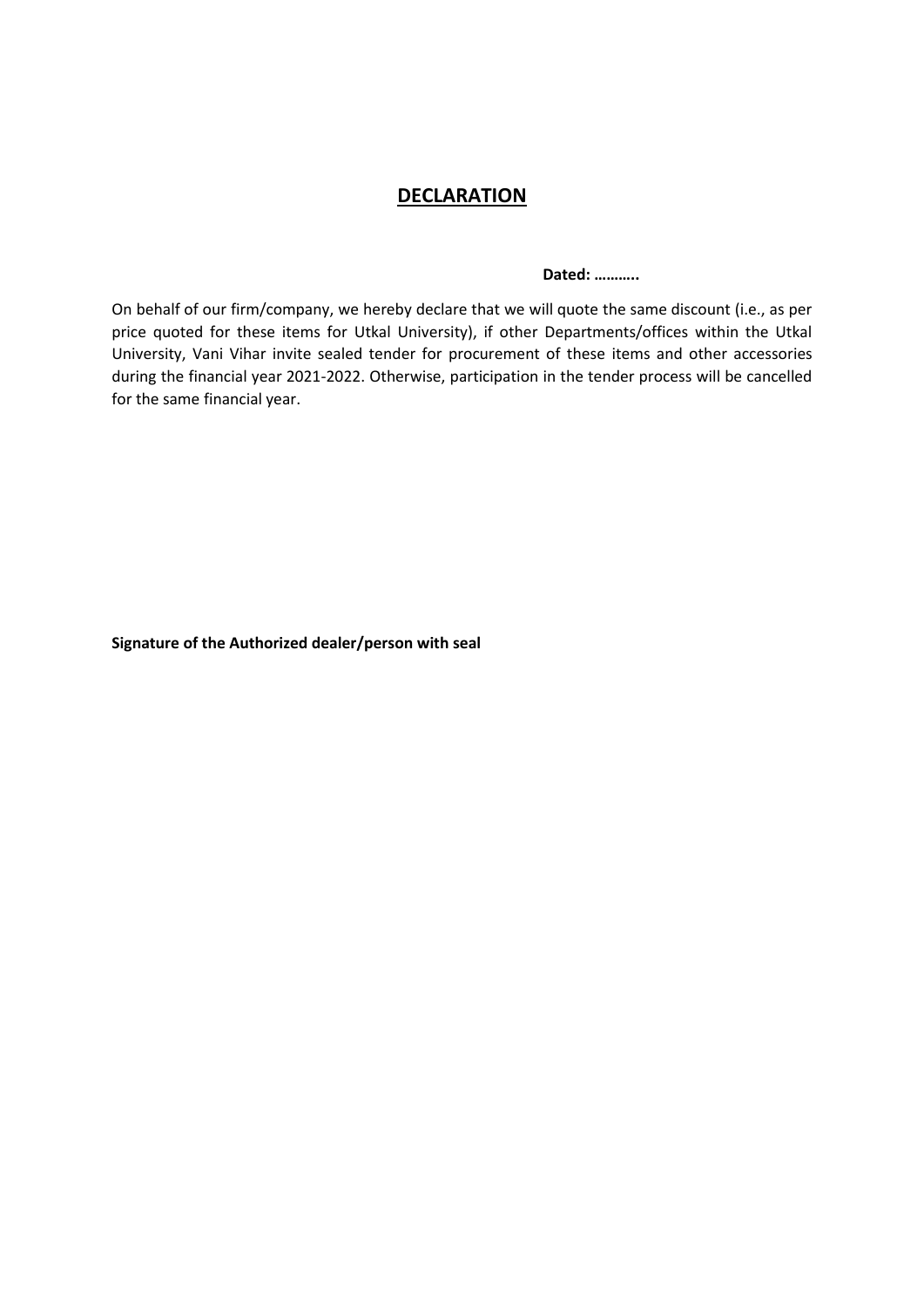# **DECLARATION**

**Dated: ………..**

On behalf of our firm/company, we hereby declare that we will quote the same discount (i.e., as per price quoted for these items for Utkal University), if other Departments/offices within the Utkal University, Vani Vihar invite sealed tender for procurement of these items and other accessories during the financial year 2021-2022. Otherwise, participation in the tender process will be cancelled for the same financial year.

**Signature of the Authorized dealer/person with seal**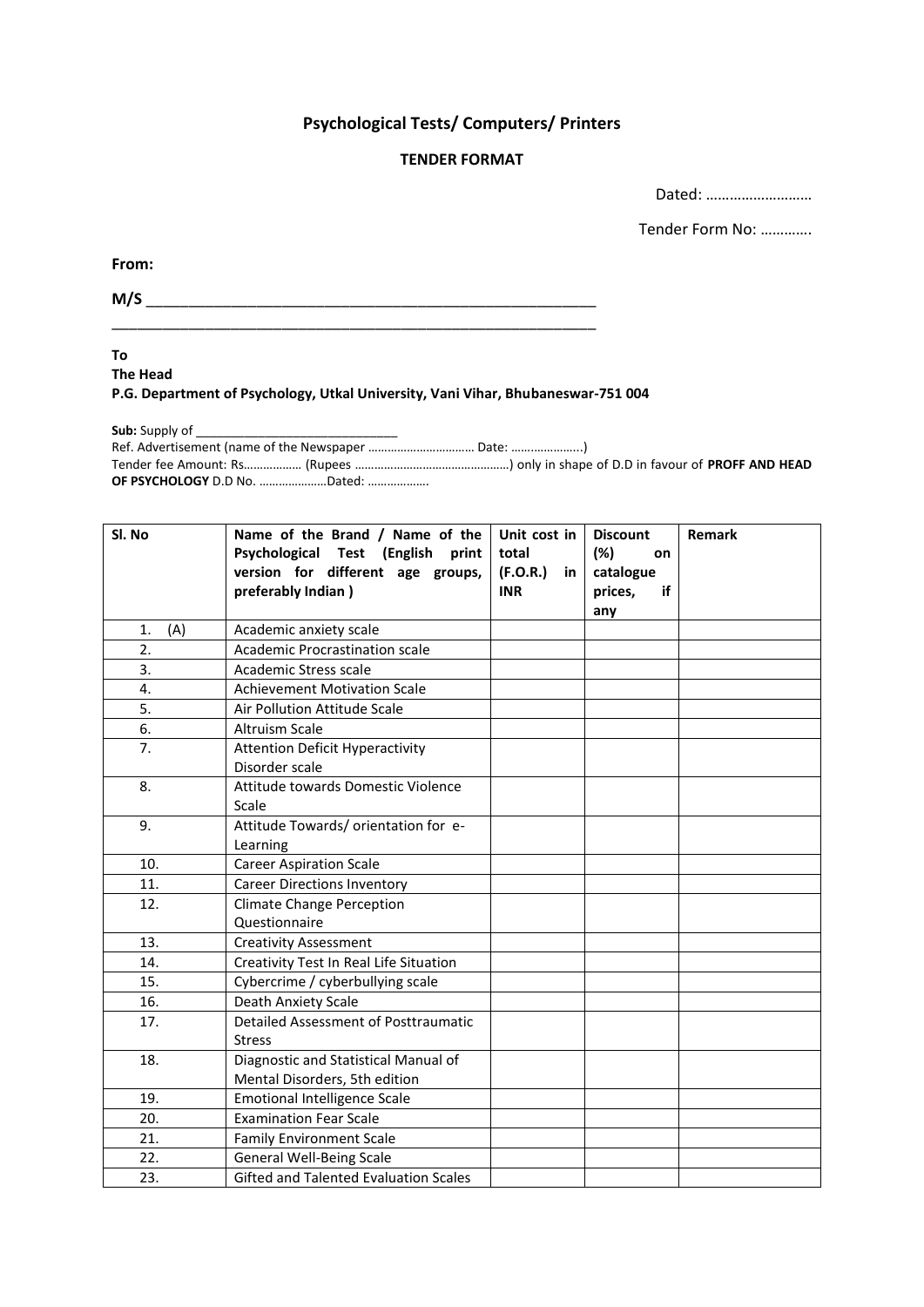## Psychological Tests/ Computers/ Printers

### TENDER FORMAT

Dated: ………………………

Tender Form No: …………

**From:**

**M/S** ________________________________________________________

________________________________________________________

**To**
**The Head**
**P.G. Department of Psychology, Utkal University, Vani Vihar, Bhubaneswar-751 004**

**Sub:** Supply of ______________________________
Ref. Advertisement (name of the Newspaper …………………………… Date: …………………..)
Tender fee Amount: Rs……………… (Rupees …………………………………………) only in shape of D.D in favour of **PROFF AND HEAD OF PSYCHOLOGY** D.D No. …………………Dated: ……………….

| Sl. No | Name of the Brand / Name of the Psychological Test (English print version for different age groups, preferably Indian ) | Unit cost in total (F.O.R.) in INR | Discount (%) on catalogue prices, if any | Remark |
|---|---|---|---|---|
| 1. (A) | Academic anxiety scale | | | |
| 2. | Academic Procrastination scale | | | |
| 3. | Academic Stress scale | | | |
| 4. | Achievement Motivation Scale | | | |
| 5. | Air Pollution Attitude Scale | | | |
| 6. | Altruism Scale | | | |
| 7. | Attention Deficit Hyperactivity Disorder scale | | | |
| 8. | Attitude towards Domestic Violence Scale | | | |
| 9. | Attitude Towards/ orientation for e-Learning | | | |
| 10. | Career Aspiration Scale | | | |
| 11. | Career Directions Inventory | | | |
| 12. | Climate Change Perception Questionnaire | | | |
| 13. | Creativity Assessment | | | |
| 14. | Creativity Test In Real Life Situation | | | |
| 15. | Cybercrime / cyberbullying scale | | | |
| 16. | Death Anxiety Scale | | | |
| 17. | Detailed Assessment of Posttraumatic Stress | | | |
| 18. | Diagnostic and Statistical Manual of Mental Disorders, 5th edition | | | |
| 19. | Emotional Intelligence Scale | | | |
| 20. | Examination Fear Scale | | | |
| 21. | Family Environment Scale | | | |
| 22. | General Well-Being Scale | | | |
| 23. | Gifted and Talented Evaluation Scales | | | |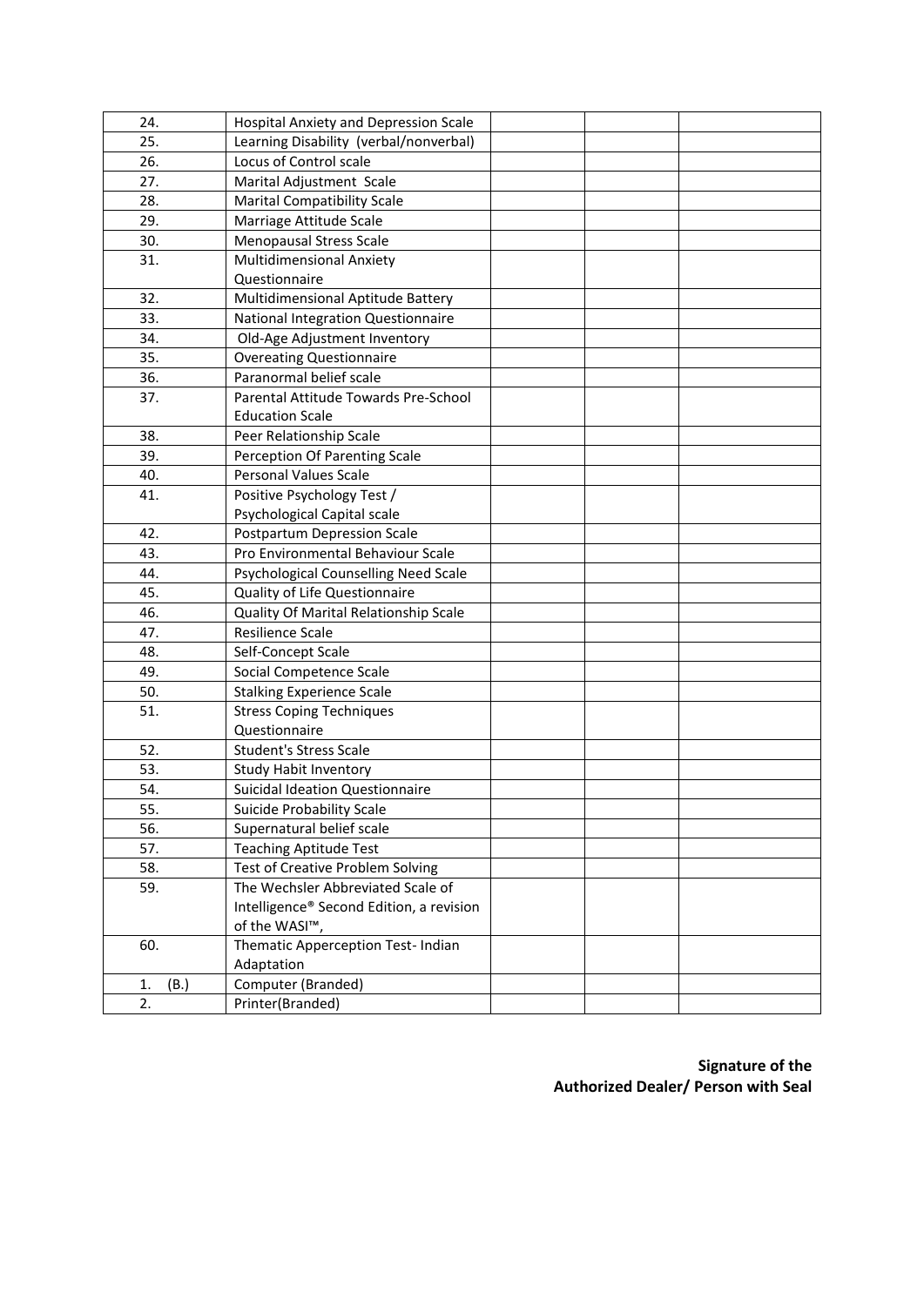| | | | | |
|---|---|---|---|---|
| 24. | Hospital Anxiety and Depression Scale | | | |
| 25. | Learning Disability (verbal/nonverbal) | | | |
| 26. | Locus of Control scale | | | |
| 27. | Marital Adjustment Scale | | | |
| 28. | Marital Compatibility Scale | | | |
| 29. | Marriage Attitude Scale | | | |
| 30. | Menopausal Stress Scale | | | |
| 31. | Multidimensional Anxiety Questionnaire | | | |
| 32. | Multidimensional Aptitude Battery | | | |
| 33. | National Integration Questionnaire | | | |
| 34. | Old-Age Adjustment Inventory | | | |
| 35. | Overeating Questionnaire | | | |
| 36. | Paranormal belief scale | | | |
| 37. | Parental Attitude Towards Pre-School Education Scale | | | |
| 38. | Peer Relationship Scale | | | |
| 39. | Perception Of Parenting Scale | | | |
| 40. | Personal Values Scale | | | |
| 41. | Positive Psychology Test / Psychological Capital scale | | | |
| 42. | Postpartum Depression Scale | | | |
| 43. | Pro Environmental Behaviour Scale | | | |
| 44. | Psychological Counselling Need Scale | | | |
| 45. | Quality of Life Questionnaire | | | |
| 46. | Quality Of Marital Relationship Scale | | | |
| 47. | Resilience Scale | | | |
| 48. | Self-Concept Scale | | | |
| 49. | Social Competence Scale | | | |
| 50. | Stalking Experience Scale | | | |
| 51. | Stress Coping Techniques Questionnaire | | | |
| 52. | Student's Stress Scale | | | |
| 53. | Study Habit Inventory | | | |
| 54. | Suicidal Ideation Questionnaire | | | |
| 55. | Suicide Probability Scale | | | |
| 56. | Supernatural belief scale | | | |
| 57. | Teaching Aptitude Test | | | |
| 58. | Test of Creative Problem Solving | | | |
| 59. | The Wechsler Abbreviated Scale of Intelligence® Second Edition, a revision of the WASI™, | | | |
| 60. | Thematic Apperception Test- Indian Adaptation | | | |
| 1. (B.) | Computer (Branded) | | | |
| 2. | Printer(Branded) | | | |

**Signature of the**
**Authorized Dealer/ Person with Seal**